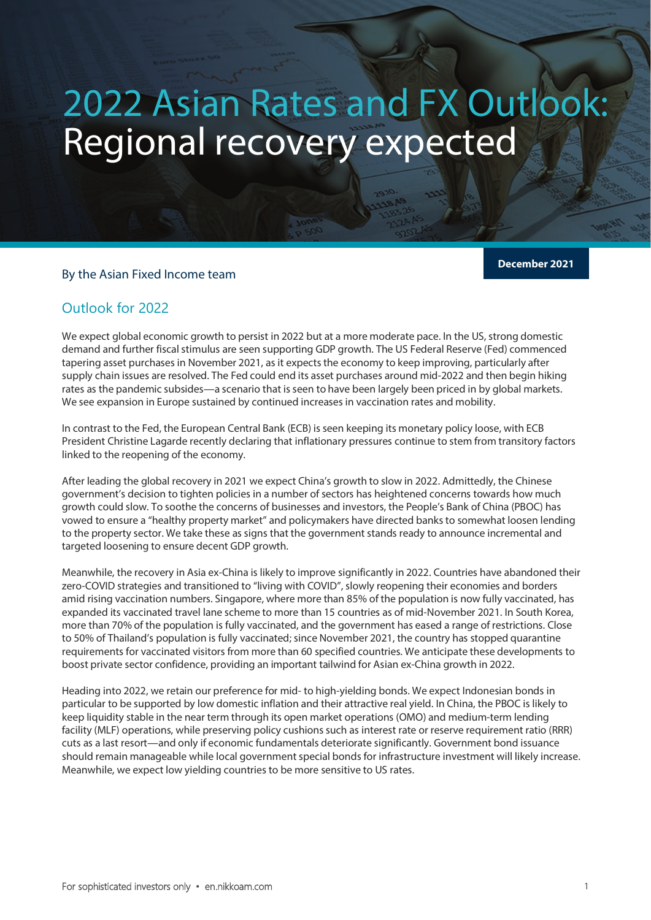# 2022 Asian Rates and FX Outlook: Regional recovery expected

By the Asian Fixed Income team

**December 2021**

## Outlook for 2022

We expect global economic growth to persist in 2022 but at a more moderate pace. In the US, strong domestic demand and further fiscal stimulus are seen supporting GDP growth. The US Federal Reserve (Fed) commenced tapering asset purchases in November 2021, as it expects the economy to keep improving, particularly after supply chain issues are resolved. The Fed could end its asset purchases around mid-2022 and then begin hiking rates as the pandemic subsides—a scenario that is seen to have been largely been priced in by global markets. We see expansion in Europe sustained by continued increases in vaccination rates and mobility.

In contrast to the Fed, the European Central Bank (ECB) is seen keeping its monetary policy loose, with ECB President Christine Lagarde recently declaring that inflationary pressures continue to stem from transitory factors linked to the reopening of the economy.

After leading the global recovery in 2021 we expect China's growth to slow in 2022. Admittedly, the Chinese government's decision to tighten policies in a number of sectors has heightened concerns towards how much growth could slow. To soothe the concerns of businesses and investors, the People's Bank of China (PBOC) has vowed to ensure a "healthy property market" and policymakers have directed banks to somewhat loosen lending to the property sector. We take these as signs that the government stands ready to announce incremental and targeted loosening to ensure decent GDP growth.

Meanwhile, the recovery in Asia ex-China is likely to improve significantly in 2022. Countries have abandoned their zero-COVID strategies and transitioned to "living with COVID", slowly reopening their economies and borders amid rising vaccination numbers. Singapore, where more than 85% of the population is now fully vaccinated, has expanded its vaccinated travel lane scheme to more than 15 countries as of mid-November 2021. In South Korea, more than 70% of the population is fully vaccinated, and the government has eased a range of restrictions. Close to 50% of Thailand's population is fully vaccinated; since November 2021, the country has stopped quarantine requirements for vaccinated visitors from more than 60 specified countries. We anticipate these developments to boost private sector confidence, providing an important tailwind for Asian ex-China growth in 2022.

Heading into 2022, we retain our preference for mid- to high-yielding bonds. We expect Indonesian bonds in particular to be supported by low domestic inflation and their attractive real yield. In China, the PBOC is likely to keep liquidity stable in the near term through its open market operations (OMO) and medium-term lending facility (MLF) operations, while preserving policy cushions such as interest rate or reserve requirement ratio (RRR) cuts as a last resort—and only if economic fundamentals deteriorate significantly. Government bond issuance should remain manageable while local government special bonds for infrastructure investment will likely increase. Meanwhile, we expect low yielding countries to be more sensitive to US rates.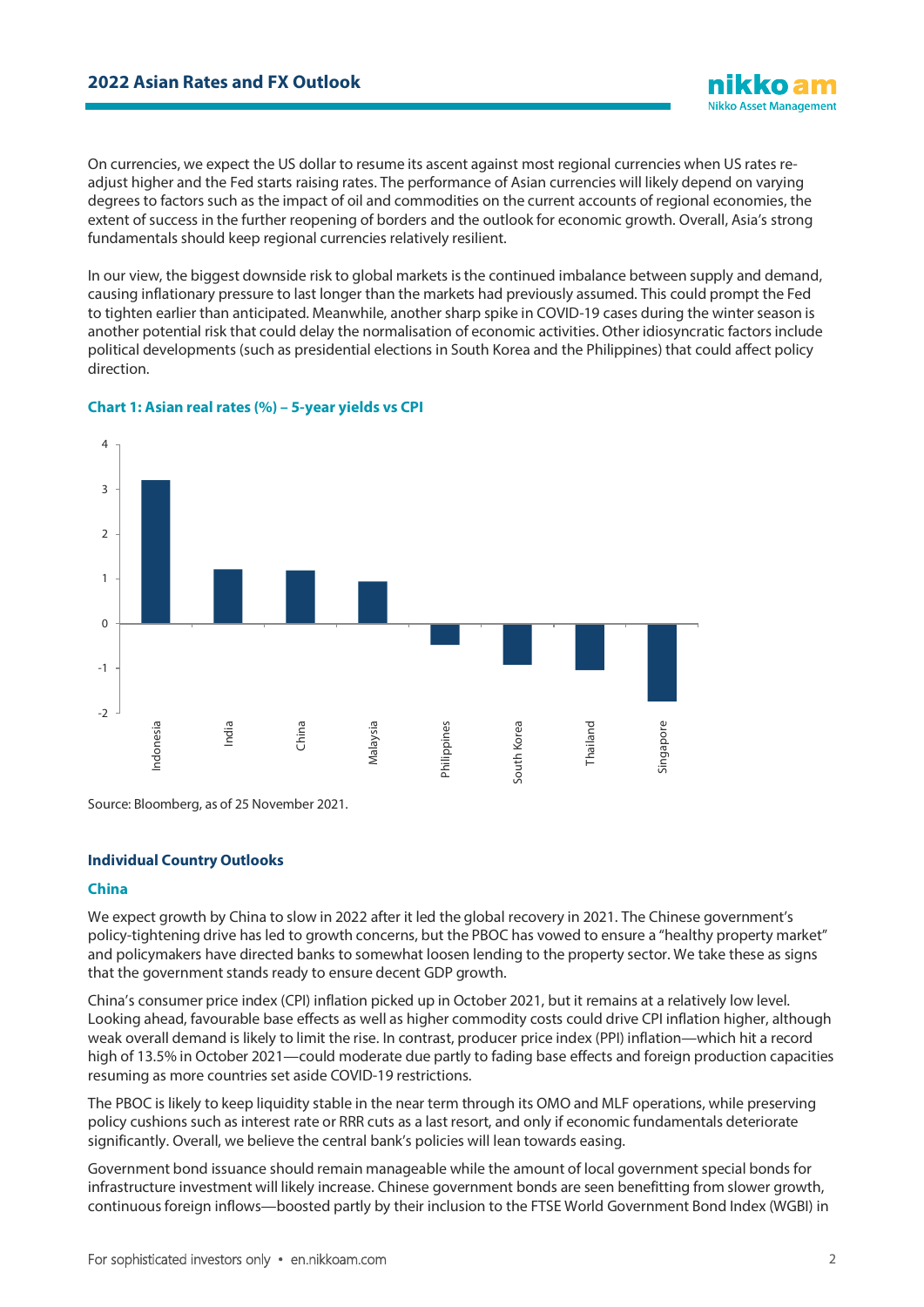On currencies, we expect the US dollar to resume its ascent against most regional currencies when US rates re-adjust higher and the Fed starts raising rates. The performance of Asian currencies will likely depend on varying degrees to factors such as the impact of oil and commodities on the current accounts of regional economies, the extent of success in the further reopening of borders and the outlook for economic growth. Overall, Asia's strong fundamentals should keep regional currencies relatively resilient.

In our view, the biggest downside risk to global markets is the continued imbalance between supply and demand, causing inflationary pressure to last longer than the markets had previously assumed. This could prompt the Fed to tighten earlier than anticipated. Meanwhile, another sharp spike in COVID-19 cases during the winter season is another potential risk that could delay the normalisation of economic activities. Other idiosyncratic factors include political developments (such as presidential elections in South Korea and the Philippines) that could affect policy direction.

**Chart 1: Asian real rates (%) – 5-year yields vs CPI**

Source: Bloomberg, as of 25 November 2021.

## Individual Country Outlooks

### China

We expect growth by China to slow in 2022 after it led the global recovery in 2021. The Chinese government's policy-tightening drive has led to growth concerns, but the PBOC has vowed to ensure a "healthy property market" and policymakers have directed banks to somewhat loosen lending to the property sector. We take these as signs that the government stands ready to ensure decent GDP growth.

China's consumer price index (CPI) inflation picked up in October 2021, but it remains at a relatively low level. Looking ahead, favourable base effects as well as higher commodity costs could drive CPI inflation higher, although weak overall demand is likely to limit the rise. In contrast, producer price index (PPI) inflation—which hit a record high of 13.5% in October 2021—could moderate due partly to fading base effects and foreign production capacities resuming as more countries set aside COVID-19 restrictions.

The PBOC is likely to keep liquidity stable in the near term through its OMO and MLF operations, while preserving policy cushions such as interest rate or RRR cuts as a last resort, and only if economic fundamentals deteriorate significantly. Overall, we believe the central bank's policies will lean towards easing.

Government bond issuance should remain manageable while the amount of local government special bonds for infrastructure investment will likely increase. Chinese government bonds are seen benefitting from slower growth, continuous foreign inflows—boosted partly by their inclusion to the FTSE World Government Bond Index (WGBI) in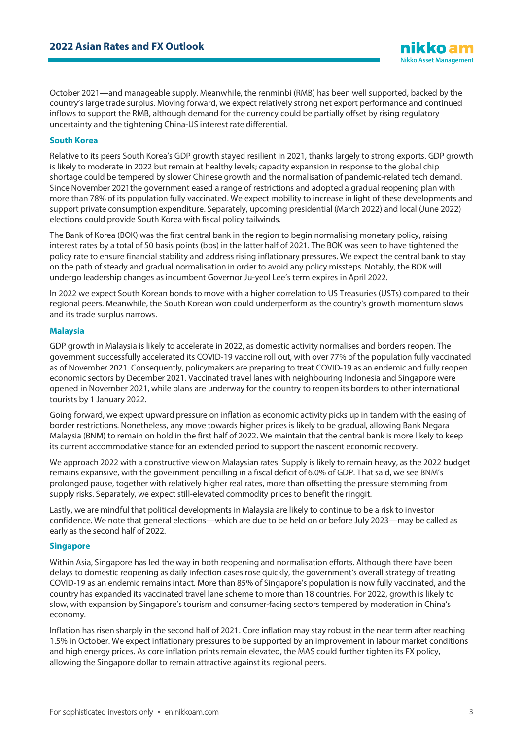October 2021—and manageable supply. Meanwhile, the renminbi (RMB) has been well supported, backed by the country's large trade surplus. Moving forward, we expect relatively strong net export performance and continued inflows to support the RMB, although demand for the currency could be partially offset by rising regulatory uncertainty and the tightening China-US interest rate differential.

### South Korea

Relative to its peers South Korea's GDP growth stayed resilient in 2021, thanks largely to strong exports. GDP growth is likely to moderate in 2022 but remain at healthy levels; capacity expansion in response to the global chip shortage could be tempered by slower Chinese growth and the normalisation of pandemic-related tech demand. Since November 2021the government eased a range of restrictions and adopted a gradual reopening plan with more than 78% of its population fully vaccinated. We expect mobility to increase in light of these developments and support private consumption expenditure. Separately, upcoming presidential (March 2022) and local (June 2022) elections could provide South Korea with fiscal policy tailwinds.

The Bank of Korea (BOK) was the first central bank in the region to begin normalising monetary policy, raising interest rates by a total of 50 basis points (bps) in the latter half of 2021. The BOK was seen to have tightened the policy rate to ensure financial stability and address rising inflationary pressures. We expect the central bank to stay on the path of steady and gradual normalisation in order to avoid any policy missteps. Notably, the BOK will undergo leadership changes as incumbent Governor Ju-yeol Lee's term expires in April 2022.

In 2022 we expect South Korean bonds to move with a higher correlation to US Treasuries (USTs) compared to their regional peers. Meanwhile, the South Korean won could underperform as the country's growth momentum slows and its trade surplus narrows.

### Malaysia

GDP growth in Malaysia is likely to accelerate in 2022, as domestic activity normalises and borders reopen. The government successfully accelerated its COVID-19 vaccine roll out, with over 77% of the population fully vaccinated as of November 2021. Consequently, policymakers are preparing to treat COVID-19 as an endemic and fully reopen economic sectors by December 2021. Vaccinated travel lanes with neighbouring Indonesia and Singapore were opened in November 2021, while plans are underway for the country to reopen its borders to other international tourists by 1 January 2022.

Going forward, we expect upward pressure on inflation as economic activity picks up in tandem with the easing of border restrictions. Nonetheless, any move towards higher prices is likely to be gradual, allowing Bank Negara Malaysia (BNM) to remain on hold in the first half of 2022. We maintain that the central bank is more likely to keep its current accommodative stance for an extended period to support the nascent economic recovery.

We approach 2022 with a constructive view on Malaysian rates. Supply is likely to remain heavy, as the 2022 budget remains expansive, with the government pencilling in a fiscal deficit of 6.0% of GDP. That said, we see BNM's prolonged pause, together with relatively higher real rates, more than offsetting the pressure stemming from supply risks. Separately, we expect still-elevated commodity prices to benefit the ringgit.

Lastly, we are mindful that political developments in Malaysia are likely to continue to be a risk to investor confidence. We note that general elections—which are due to be held on or before July 2023—may be called as early as the second half of 2022.

### Singapore

Within Asia, Singapore has led the way in both reopening and normalisation efforts. Although there have been delays to domestic reopening as daily infection cases rose quickly, the government's overall strategy of treating COVID-19 as an endemic remains intact. More than 85% of Singapore's population is now fully vaccinated, and the country has expanded its vaccinated travel lane scheme to more than 18 countries. For 2022, growth is likely to slow, with expansion by Singapore's tourism and consumer-facing sectors tempered by moderation in China's economy.

Inflation has risen sharply in the second half of 2021. Core inflation may stay robust in the near term after reaching 1.5% in October. We expect inflationary pressures to be supported by an improvement in labour market conditions and high energy prices. As core inflation prints remain elevated, the MAS could further tighten its FX policy, allowing the Singapore dollar to remain attractive against its regional peers.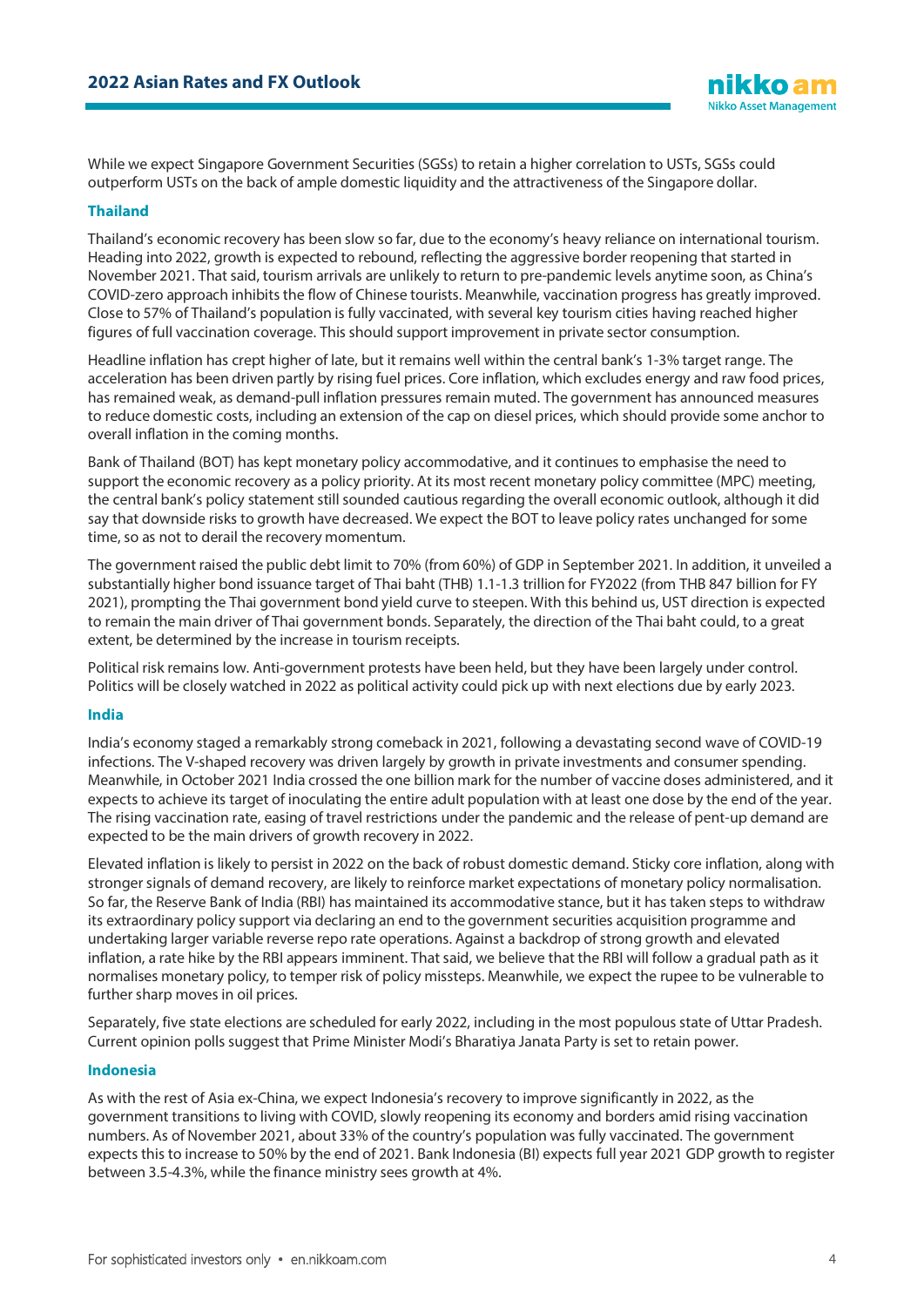While we expect Singapore Government Securities (SGSs) to retain a higher correlation to USTs, SGSs could outperform USTs on the back of ample domestic liquidity and the attractiveness of the Singapore dollar.

### Thailand

Thailand's economic recovery has been slow so far, due to the economy's heavy reliance on international tourism. Heading into 2022, growth is expected to rebound, reflecting the aggressive border reopening that started in November 2021. That said, tourism arrivals are unlikely to return to pre-pandemic levels anytime soon, as China's COVID-zero approach inhibits the flow of Chinese tourists. Meanwhile, vaccination progress has greatly improved. Close to 57% of Thailand's population is fully vaccinated, with several key tourism cities having reached higher figures of full vaccination coverage. This should support improvement in private sector consumption.

Headline inflation has crept higher of late, but it remains well within the central bank's 1-3% target range. The acceleration has been driven partly by rising fuel prices. Core inflation, which excludes energy and raw food prices, has remained weak, as demand-pull inflation pressures remain muted. The government has announced measures to reduce domestic costs, including an extension of the cap on diesel prices, which should provide some anchor to overall inflation in the coming months.

Bank of Thailand (BOT) has kept monetary policy accommodative, and it continues to emphasise the need to support the economic recovery as a policy priority. At its most recent monetary policy committee (MPC) meeting, the central bank's policy statement still sounded cautious regarding the overall economic outlook, although it did say that downside risks to growth have decreased. We expect the BOT to leave policy rates unchanged for some time, so as not to derail the recovery momentum.

The government raised the public debt limit to 70% (from 60%) of GDP in September 2021. In addition, it unveiled a substantially higher bond issuance target of Thai baht (THB) 1.1-1.3 trillion for FY2022 (from THB 847 billion for FY 2021), prompting the Thai government bond yield curve to steepen. With this behind us, UST direction is expected to remain the main driver of Thai government bonds. Separately, the direction of the Thai baht could, to a great extent, be determined by the increase in tourism receipts.

Political risk remains low. Anti-government protests have been held, but they have been largely under control. Politics will be closely watched in 2022 as political activity could pick up with next elections due by early 2023.

### India

India's economy staged a remarkably strong comeback in 2021, following a devastating second wave of COVID-19 infections. The V-shaped recovery was driven largely by growth in private investments and consumer spending. Meanwhile, in October 2021 India crossed the one billion mark for the number of vaccine doses administered, and it expects to achieve its target of inoculating the entire adult population with at least one dose by the end of the year. The rising vaccination rate, easing of travel restrictions under the pandemic and the release of pent-up demand are expected to be the main drivers of growth recovery in 2022.

Elevated inflation is likely to persist in 2022 on the back of robust domestic demand. Sticky core inflation, along with stronger signals of demand recovery, are likely to reinforce market expectations of monetary policy normalisation. So far, the Reserve Bank of India (RBI) has maintained its accommodative stance, but it has taken steps to withdraw its extraordinary policy support via declaring an end to the government securities acquisition programme and undertaking larger variable reverse repo rate operations. Against a backdrop of strong growth and elevated inflation, a rate hike by the RBI appears imminent. That said, we believe that the RBI will follow a gradual path as it normalises monetary policy, to temper risk of policy missteps. Meanwhile, we expect the rupee to be vulnerable to further sharp moves in oil prices.

Separately, five state elections are scheduled for early 2022, including in the most populous state of Uttar Pradesh. Current opinion polls suggest that Prime Minister Modi's Bharatiya Janata Party is set to retain power.

### Indonesia

As with the rest of Asia ex-China, we expect Indonesia's recovery to improve significantly in 2022, as the government transitions to living with COVID, slowly reopening its economy and borders amid rising vaccination numbers. As of November 2021, about 33% of the country's population was fully vaccinated. The government expects this to increase to 50% by the end of 2021. Bank Indonesia (BI) expects full year 2021 GDP growth to register between 3.5-4.3%, while the finance ministry sees growth at 4%.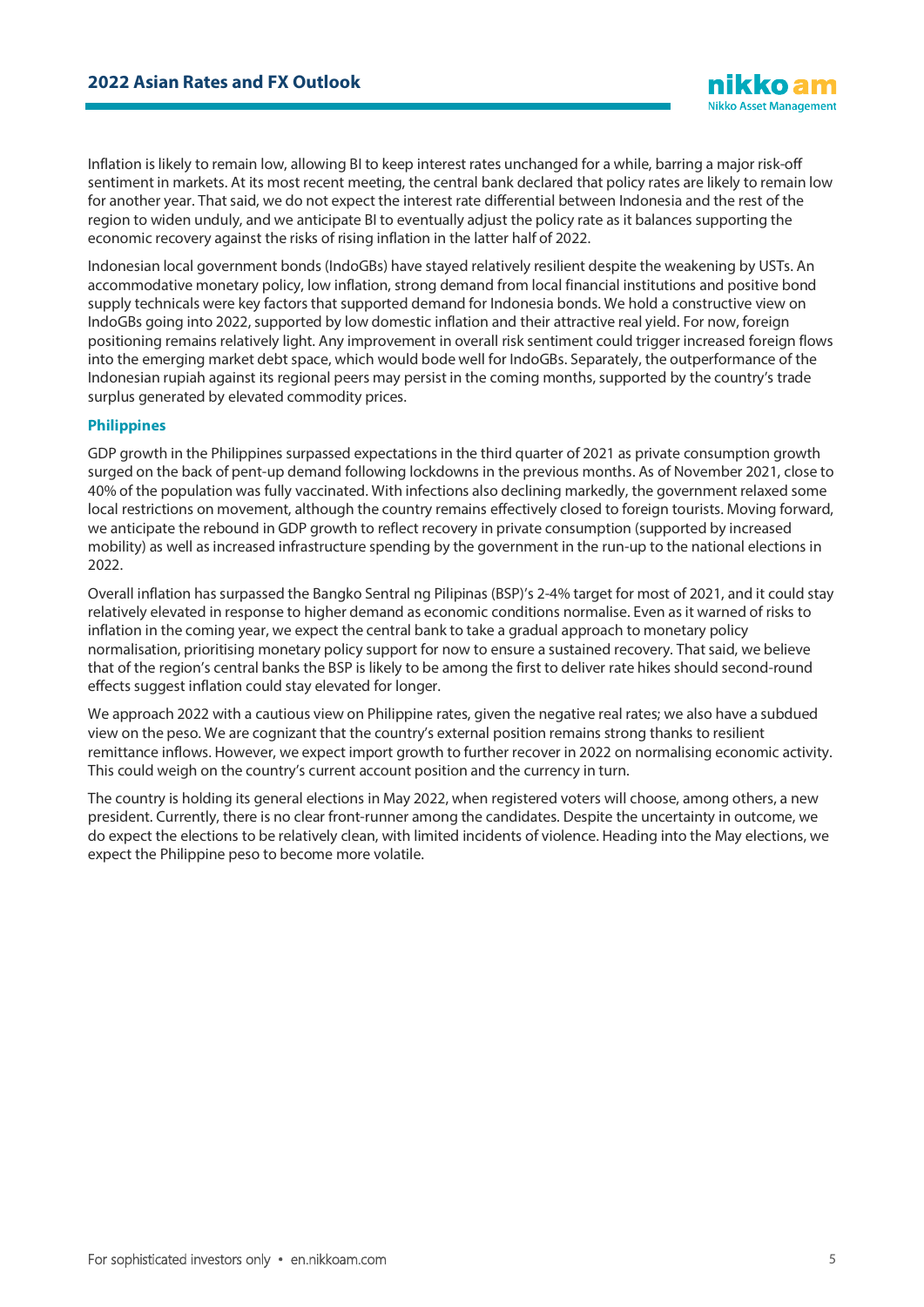Inflation is likely to remain low, allowing BI to keep interest rates unchanged for a while, barring a major risk-off sentiment in markets. At its most recent meeting, the central bank declared that policy rates are likely to remain low for another year. That said, we do not expect the interest rate differential between Indonesia and the rest of the region to widen unduly, and we anticipate BI to eventually adjust the policy rate as it balances supporting the economic recovery against the risks of rising inflation in the latter half of 2022.

Indonesian local government bonds (IndoGBs) have stayed relatively resilient despite the weakening by USTs. An accommodative monetary policy, low inflation, strong demand from local financial institutions and positive bond supply technicals were key factors that supported demand for Indonesia bonds. We hold a constructive view on IndoGBs going into 2022, supported by low domestic inflation and their attractive real yield. For now, foreign positioning remains relatively light. Any improvement in overall risk sentiment could trigger increased foreign flows into the emerging market debt space, which would bode well for IndoGBs. Separately, the outperformance of the Indonesian rupiah against its regional peers may persist in the coming months, supported by the country's trade surplus generated by elevated commodity prices.

### Philippines

GDP growth in the Philippines surpassed expectations in the third quarter of 2021 as private consumption growth surged on the back of pent-up demand following lockdowns in the previous months. As of November 2021, close to 40% of the population was fully vaccinated. With infections also declining markedly, the government relaxed some local restrictions on movement, although the country remains effectively closed to foreign tourists. Moving forward, we anticipate the rebound in GDP growth to reflect recovery in private consumption (supported by increased mobility) as well as increased infrastructure spending by the government in the run-up to the national elections in 2022.

Overall inflation has surpassed the Bangko Sentral ng Pilipinas (BSP)'s 2-4% target for most of 2021, and it could stay relatively elevated in response to higher demand as economic conditions normalise. Even as it warned of risks to inflation in the coming year, we expect the central bank to take a gradual approach to monetary policy normalisation, prioritising monetary policy support for now to ensure a sustained recovery. That said, we believe that of the region's central banks the BSP is likely to be among the first to deliver rate hikes should second-round effects suggest inflation could stay elevated for longer.

We approach 2022 with a cautious view on Philippine rates, given the negative real rates; we also have a subdued view on the peso. We are cognizant that the country's external position remains strong thanks to resilient remittance inflows. However, we expect import growth to further recover in 2022 on normalising economic activity. This could weigh on the country's current account position and the currency in turn.

The country is holding its general elections in May 2022, when registered voters will choose, among others, a new president. Currently, there is no clear front-runner among the candidates. Despite the uncertainty in outcome, we do expect the elections to be relatively clean, with limited incidents of violence. Heading into the May elections, we expect the Philippine peso to become more volatile.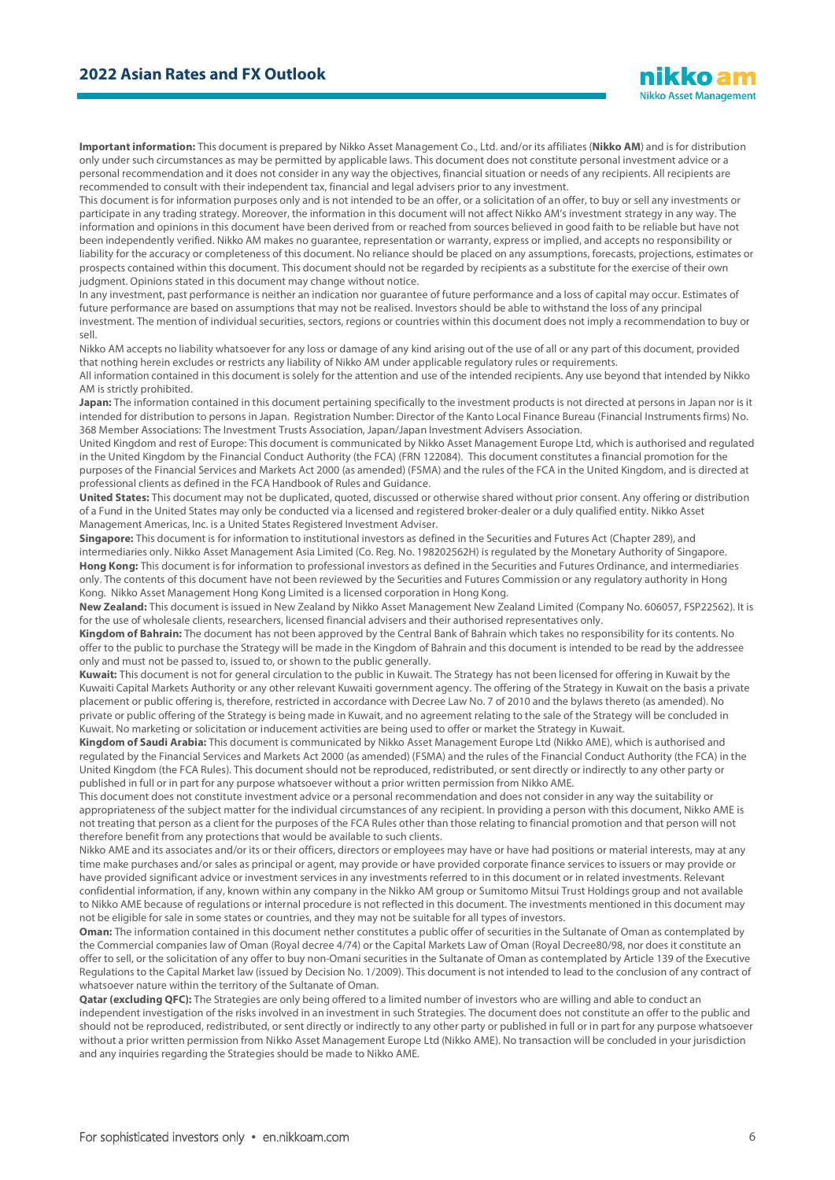**Important information:** This document is prepared by Nikko Asset Management Co., Ltd. and/or its affiliates (**Nikko AM**) and is for distribution only under such circumstances as may be permitted by applicable laws. This document does not constitute personal investment advice or a personal recommendation and it does not consider in any way the objectives, financial situation or needs of any recipients. All recipients are recommended to consult with their independent tax, financial and legal advisers prior to any investment.

This document is for information purposes only and is not intended to be an offer, or a solicitation of an offer, to buy or sell any investments or participate in any trading strategy. Moreover, the information in this document will not affect Nikko AM's investment strategy in any way. The information and opinions in this document have been derived from or reached from sources believed in good faith to be reliable but have not been independently verified. Nikko AM makes no guarantee, representation or warranty, express or implied, and accepts no responsibility or liability for the accuracy or completeness of this document. No reliance should be placed on any assumptions, forecasts, projections, estimates or prospects contained within this document. This document should not be regarded by recipients as a substitute for the exercise of their own judgment. Opinions stated in this document may change without notice.

In any investment, past performance is neither an indication nor guarantee of future performance and a loss of capital may occur. Estimates of future performance are based on assumptions that may not be realised. Investors should be able to withstand the loss of any principal investment. The mention of individual securities, sectors, regions or countries within this document does not imply a recommendation to buy or sell.

Nikko AM accepts no liability whatsoever for any loss or damage of any kind arising out of the use of all or any part of this document, provided that nothing herein excludes or restricts any liability of Nikko AM under applicable regulatory rules or requirements.

All information contained in this document is solely for the attention and use of the intended recipients. Any use beyond that intended by Nikko AM is strictly prohibited.

**Japan:** The information contained in this document pertaining specifically to the investment products is not directed at persons in Japan nor is it intended for distribution to persons in Japan. Registration Number: Director of the Kanto Local Finance Bureau (Financial Instruments firms) No. 368 Member Associations: The Investment Trusts Association, Japan/Japan Investment Advisers Association.

United Kingdom and rest of Europe: This document is communicated by Nikko Asset Management Europe Ltd, which is authorised and regulated in the United Kingdom by the Financial Conduct Authority (the FCA) (FRN 122084). This document constitutes a financial promotion for the purposes of the Financial Services and Markets Act 2000 (as amended) (FSMA) and the rules of the FCA in the United Kingdom, and is directed at professional clients as defined in the FCA Handbook of Rules and Guidance.

**United States:** This document may not be duplicated, quoted, discussed or otherwise shared without prior consent. Any offering or distribution of a Fund in the United States may only be conducted via a licensed and registered broker-dealer or a duly qualified entity. Nikko Asset Management Americas, Inc. is a United States Registered Investment Adviser.

**Singapore:** This document is for information to institutional investors as defined in the Securities and Futures Act (Chapter 289), and intermediaries only. Nikko Asset Management Asia Limited (Co. Reg. No. 198202562H) is regulated by the Monetary Authority of Singapore.

**Hong Kong:** This document is for information to professional investors as defined in the Securities and Futures Ordinance, and intermediaries only. The contents of this document have not been reviewed by the Securities and Futures Commission or any regulatory authority in Hong Kong. Nikko Asset Management Hong Kong Limited is a licensed corporation in Hong Kong.

**New Zealand:** This document is issued in New Zealand by Nikko Asset Management New Zealand Limited (Company No. 606057, FSP22562). It is for the use of wholesale clients, researchers, licensed financial advisers and their authorised representatives only.

**Kingdom of Bahrain:** The document has not been approved by the Central Bank of Bahrain which takes no responsibility for its contents. No offer to the public to purchase the Strategy will be made in the Kingdom of Bahrain and this document is intended to be read by the addressee only and must not be passed to, issued to, or shown to the public generally.

**Kuwait:** This document is not for general circulation to the public in Kuwait. The Strategy has not been licensed for offering in Kuwait by the Kuwaiti Capital Markets Authority or any other relevant Kuwaiti government agency. The offering of the Strategy in Kuwait on the basis a private placement or public offering is, therefore, restricted in accordance with Decree Law No. 7 of 2010 and the bylaws thereto (as amended). No private or public offering of the Strategy is being made in Kuwait, and no agreement relating to the sale of the Strategy will be concluded in Kuwait. No marketing or solicitation or inducement activities are being used to offer or market the Strategy in Kuwait.

**Kingdom of Saudi Arabia:** This document is communicated by Nikko Asset Management Europe Ltd (Nikko AME), which is authorised and regulated by the Financial Services and Markets Act 2000 (as amended) (FSMA) and the rules of the Financial Conduct Authority (the FCA) in the United Kingdom (the FCA Rules). This document should not be reproduced, redistributed, or sent directly or indirectly to any other party or published in full or in part for any purpose whatsoever without a prior written permission from Nikko AME.

This document does not constitute investment advice or a personal recommendation and does not consider in any way the suitability or appropriateness of the subject matter for the individual circumstances of any recipient. In providing a person with this document, Nikko AME is not treating that person as a client for the purposes of the FCA Rules other than those relating to financial promotion and that person will not therefore benefit from any protections that would be available to such clients.

Nikko AME and its associates and/or its or their officers, directors or employees may have or have had positions or material interests, may at any time make purchases and/or sales as principal or agent, may provide or have provided corporate finance services to issuers or may provide or have provided significant advice or investment services in any investments referred to in this document or in related investments. Relevant confidential information, if any, known within any company in the Nikko AM group or Sumitomo Mitsui Trust Holdings group and not available to Nikko AME because of regulations or internal procedure is not reflected in this document. The investments mentioned in this document may not be eligible for sale in some states or countries, and they may not be suitable for all types of investors.

**Oman:** The information contained in this document nether constitutes a public offer of securities in the Sultanate of Oman as contemplated by the Commercial companies law of Oman (Royal decree 4/74) or the Capital Markets Law of Oman (Royal Decree80/98, nor does it constitute an offer to sell, or the solicitation of any offer to buy non-Omani securities in the Sultanate of Oman as contemplated by Article 139 of the Executive Regulations to the Capital Market law (issued by Decision No. 1/2009). This document is not intended to lead to the conclusion of any contract of whatsoever nature within the territory of the Sultanate of Oman.

**Qatar (excluding QFC):** The Strategies are only being offered to a limited number of investors who are willing and able to conduct an independent investigation of the risks involved in an investment in such Strategies. The document does not constitute an offer to the public and should not be reproduced, redistributed, or sent directly or indirectly to any other party or published in full or in part for any purpose whatsoever without a prior written permission from Nikko Asset Management Europe Ltd (Nikko AME). No transaction will be concluded in your jurisdiction and any inquiries regarding the Strategies should be made to Nikko AME.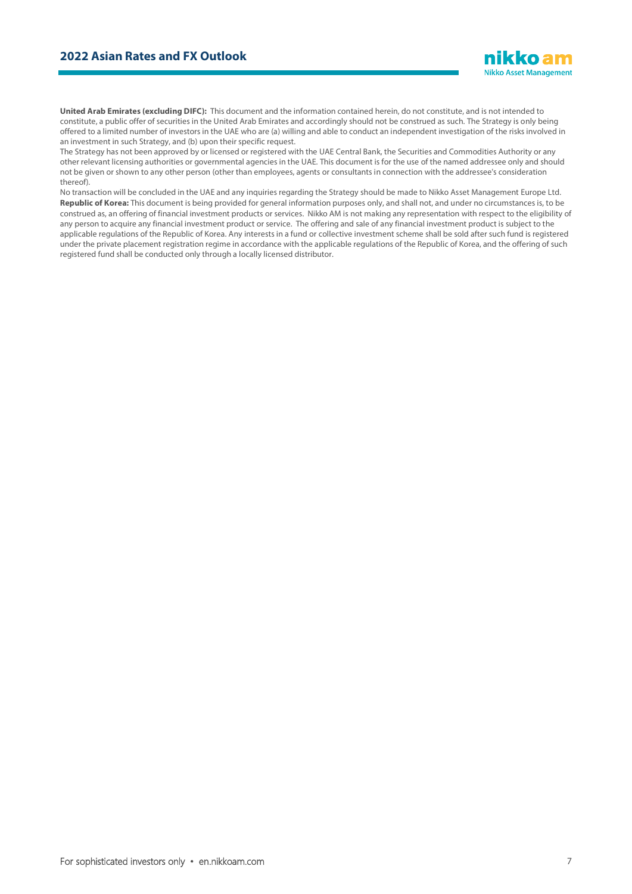**United Arab Emirates (excluding DIFC):** This document and the information contained herein, do not constitute, and is not intended to constitute, a public offer of securities in the United Arab Emirates and accordingly should not be construed as such. The Strategy is only being offered to a limited number of investors in the UAE who are (a) willing and able to conduct an independent investigation of the risks involved in an investment in such Strategy, and (b) upon their specific request.

The Strategy has not been approved by or licensed or registered with the UAE Central Bank, the Securities and Commodities Authority or any other relevant licensing authorities or governmental agencies in the UAE. This document is for the use of the named addressee only and should not be given or shown to any other person (other than employees, agents or consultants in connection with the addressee's consideration thereof).

No transaction will be concluded in the UAE and any inquiries regarding the Strategy should be made to Nikko Asset Management Europe Ltd.

**Republic of Korea:** This document is being provided for general information purposes only, and shall not, and under no circumstances is, to be construed as, an offering of financial investment products or services. Nikko AM is not making any representation with respect to the eligibility of any person to acquire any financial investment product or service. The offering and sale of any financial investment product is subject to the applicable regulations of the Republic of Korea. Any interests in a fund or collective investment scheme shall be sold after such fund is registered under the private placement registration regime in accordance with the applicable regulations of the Republic of Korea, and the offering of such registered fund shall be conducted only through a locally licensed distributor.